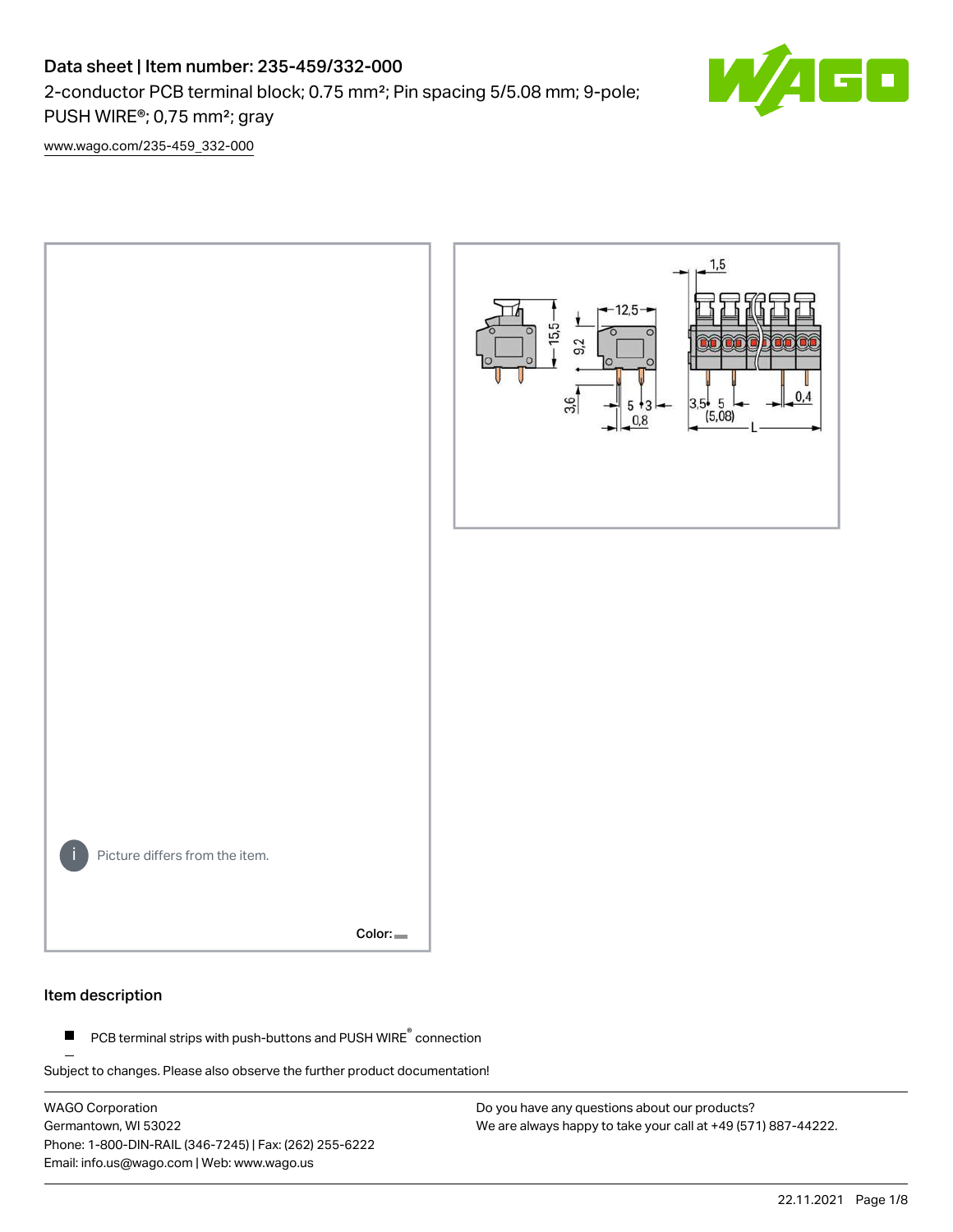# Data sheet | Item number: 235-459/332-000

2-conductor PCB terminal block; 0.75 mm²; Pin spacing 5/5.08 mm; 9-pole; PUSH WIRE®; 0,75 mm²; gray

www.wago.com/235-459_332-000

Picture differs from the item.

Color:

## Item description

- PCB terminal strips with push-buttons and PUSH WIRE® connection

Subject to changes. Please also observe the further product documentation!

WAGO Corporation
Germantown, WI 53022
Phone: 1-800-DIN-RAIL (346-7245) | Fax: (262) 255-6222
Email: info.us@wago.com | Web: www.wago.us

Do you have any questions about our products?
We are always happy to take your call at +49 (571) 887-44222.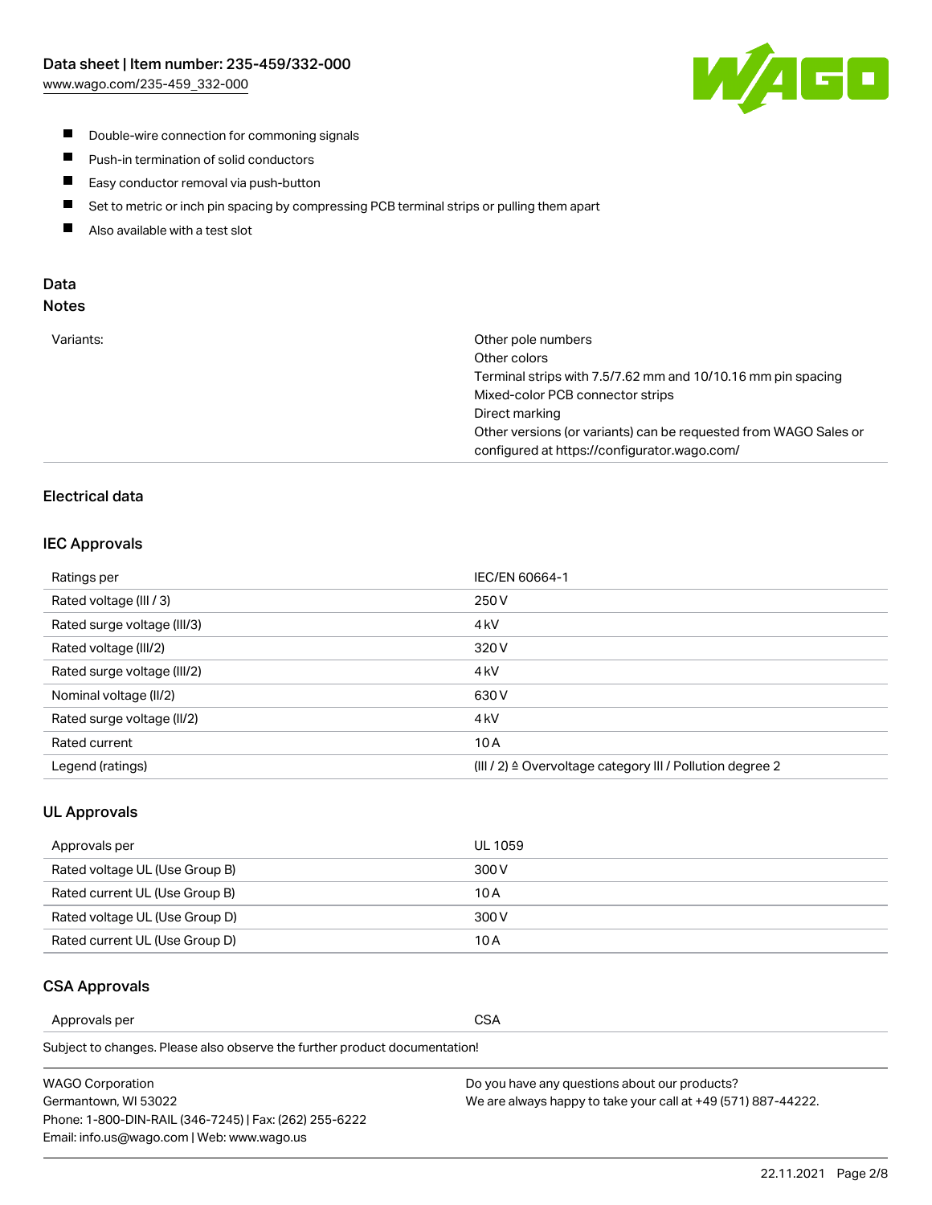- Double-wire connection for commoning signals
- Push-in termination of solid conductors
- Easy conductor removal via push-button
- Set to metric or inch pin spacing by compressing PCB terminal strips or pulling them apart
- Also available with a test slot

## Data

### Notes

| | |
|---|---|
| Variants: | Other pole numbers<br>Other colors<br>Terminal strips with 7.5/7.62 mm and 10/10.16 mm pin spacing<br>Mixed-color PCB connector strips<br>Direct marking<br>Other versions (or variants) can be requested from WAGO Sales or configured at https://configurator.wago.com/ |

## Electrical data

### IEC Approvals

| | |
|---|---|
| Ratings per | IEC/EN 60664-1 |
| Rated voltage (III / 3) | 250 V |
| Rated surge voltage (III/3) | 4 kV |
| Rated voltage (III/2) | 320 V |
| Rated surge voltage (III/2) | 4 kV |
| Nominal voltage (II/2) | 630 V |
| Rated surge voltage (II/2) | 4 kV |
| Rated current | 10 A |
| Legend (ratings) | (III / 2) ≙ Overvoltage category III / Pollution degree 2 |

### UL Approvals

| | |
|---|---|
| Approvals per | UL 1059 |
| Rated voltage UL (Use Group B) | 300 V |
| Rated current UL (Use Group B) | 10 A |
| Rated voltage UL (Use Group D) | 300 V |
| Rated current UL (Use Group D) | 10 A |

### CSA Approvals

| | |
|---|---|
| Approvals per | CSA |

Subject to changes. Please also observe the further product documentation!

WAGO Corporation
Germantown, WI 53022
Phone: 1-800-DIN-RAIL (346-7245) | Fax: (262) 255-6222
Email: info.us@wago.com | Web: www.wago.us

Do you have any questions about our products?
We are always happy to take your call at +49 (571) 887-44222.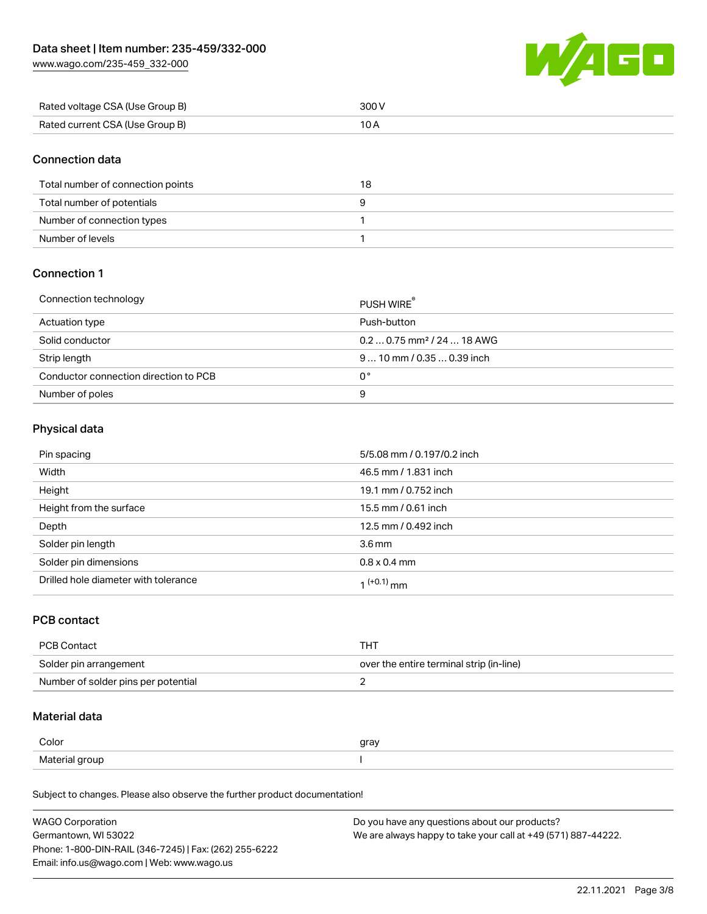| | |
|---|---|
| Rated voltage CSA (Use Group B) | 300 V |
| Rated current CSA (Use Group B) | 10 A |

## Connection data

| | |
|---|---|
| Total number of connection points | 18 |
| Total number of potentials | 9 |
| Number of connection types | 1 |
| Number of levels | 1 |

## Connection 1

| | |
|---|---|
| Connection technology | PUSH WIRE® |
| Actuation type | Push-button |
| Solid conductor | 0.2 … 0.75 mm² / 24 … 18 AWG |
| Strip length | 9 … 10 mm / 0.35 … 0.39 inch |
| Conductor connection direction to PCB | 0 ° |
| Number of poles | 9 |

## Physical data

| | |
|---|---|
| Pin spacing | 5/5.08 mm / 0.197/0.2 inch |
| Width | 46.5 mm / 1.831 inch |
| Height | 19.1 mm / 0.752 inch |
| Height from the surface | 15.5 mm / 0.61 inch |
| Depth | 12.5 mm / 0.492 inch |
| Solder pin length | 3.6 mm |
| Solder pin dimensions | 0.8 x 0.4 mm |
| Drilled hole diameter with tolerance | $1^{(+0.1)}$ mm |

## PCB contact

| | |
|---|---|
| PCB Contact | THT |
| Solder pin arrangement | over the entire terminal strip (in-line) |
| Number of solder pins per potential | 2 |

## Material data

| | |
|---|---|
| Color | gray |
| Material group | I |

Subject to changes. Please also observe the further product documentation!

WAGO Corporation
Germantown, WI 53022
Phone: 1-800-DIN-RAIL (346-7245) | Fax: (262) 255-6222
Email: info.us@wago.com | Web: www.wago.us

Do you have any questions about our products?
We are always happy to take your call at +49 (571) 887-44222.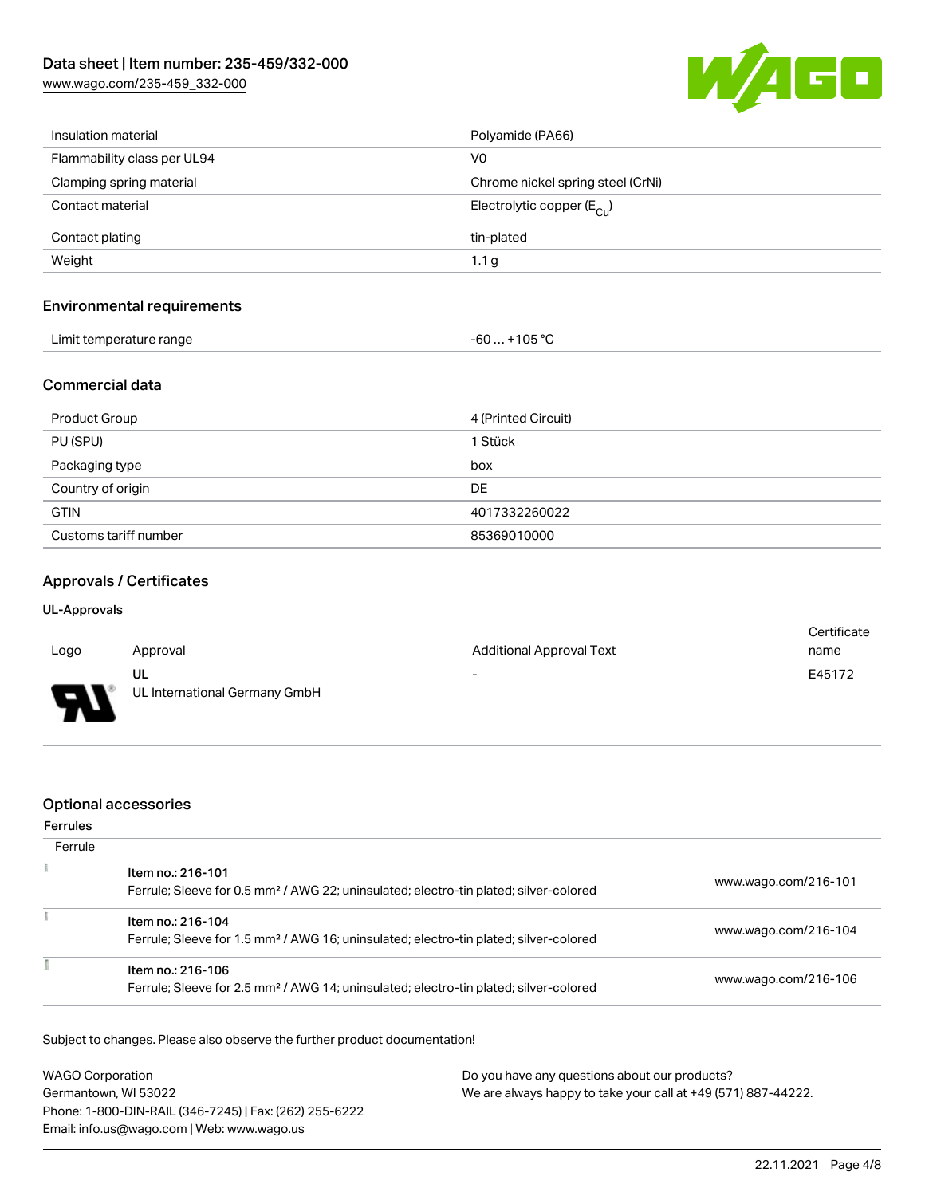| | |
|---|---|
| Insulation material | Polyamide (PA66) |
| Flammability class per UL94 | V0 |
| Clamping spring material | Chrome nickel spring steel (CrNi) |
| Contact material | Electrolytic copper ($E_{Cu}$) |
| Contact plating | tin-plated |
| Weight | 1.1 g |

## Environmental requirements

| | |
|---|---|
| Limit temperature range | -60 … +105 °C |

## Commercial data

| | |
|---|---|
| Product Group | 4 (Printed Circuit) |
| PU (SPU) | 1 Stück |
| Packaging type | box |
| Country of origin | DE |
| GTIN | 4017332260022 |
| Customs tariff number | 85369010000 |

## Approvals / Certificates

### UL-Approvals

| Logo | Approval | Additional Approval Text | Certificate name |
|---|---|---|---|
| | UL<br>UL International Germany GmbH | - | E45172 |

## Optional accessories

### Ferrules

| Ferrule | | |
|---|---|---|
| | Item no.: 216-101<br>Ferrule; Sleeve for 0.5 mm² / AWG 22; uninsulated; electro-tin plated; silver-colored | www.wago.com/216-101 |
| | Item no.: 216-104<br>Ferrule; Sleeve for 1.5 mm² / AWG 16; uninsulated; electro-tin plated; silver-colored | www.wago.com/216-104 |
| | Item no.: 216-106<br>Ferrule; Sleeve for 2.5 mm² / AWG 14; uninsulated; electro-tin plated; silver-colored | www.wago.com/216-106 |

Subject to changes. Please also observe the further product documentation!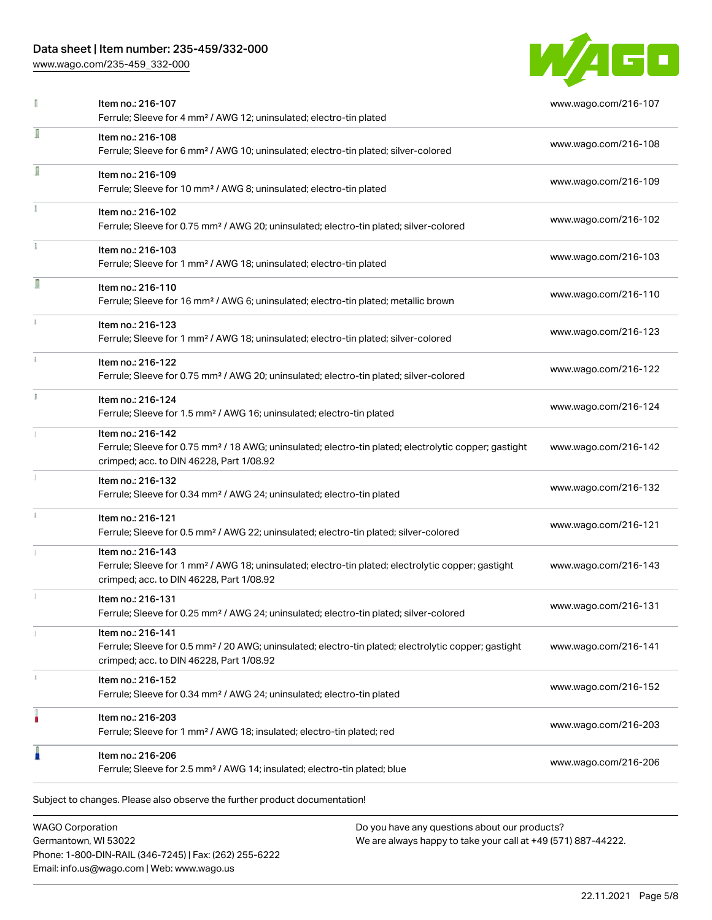| Item | URL |
| --- | --- |
| Item no.: 216-107<br>Ferrule; Sleeve for 4 mm² / AWG 12; uninsulated; electro-tin plated | www.wago.com/216-107 |
| Item no.: 216-108<br>Ferrule; Sleeve for 6 mm² / AWG 10; uninsulated; electro-tin plated; silver-colored | www.wago.com/216-108 |
| Item no.: 216-109<br>Ferrule; Sleeve for 10 mm² / AWG 8; uninsulated; electro-tin plated | www.wago.com/216-109 |
| Item no.: 216-102<br>Ferrule; Sleeve for 0.75 mm² / AWG 20; uninsulated; electro-tin plated; silver-colored | www.wago.com/216-102 |
| Item no.: 216-103<br>Ferrule; Sleeve for 1 mm² / AWG 18; uninsulated; electro-tin plated | www.wago.com/216-103 |
| Item no.: 216-110<br>Ferrule; Sleeve for 16 mm² / AWG 6; uninsulated; electro-tin plated; metallic brown | www.wago.com/216-110 |
| Item no.: 216-123<br>Ferrule; Sleeve for 1 mm² / AWG 18; uninsulated; electro-tin plated; silver-colored | www.wago.com/216-123 |
| Item no.: 216-122<br>Ferrule; Sleeve for 0.75 mm² / AWG 20; uninsulated; electro-tin plated; silver-colored | www.wago.com/216-122 |
| Item no.: 216-124<br>Ferrule; Sleeve for 1.5 mm² / AWG 16; uninsulated; electro-tin plated | www.wago.com/216-124 |
| Item no.: 216-142<br>Ferrule; Sleeve for 0.75 mm² / 18 AWG; uninsulated; electro-tin plated; electrolytic copper; gastight crimped; acc. to DIN 46228, Part 1/08.92 | www.wago.com/216-142 |
| Item no.: 216-132<br>Ferrule; Sleeve for 0.34 mm² / AWG 24; uninsulated; electro-tin plated | www.wago.com/216-132 |
| Item no.: 216-121<br>Ferrule; Sleeve for 0.5 mm² / AWG 22; uninsulated; electro-tin plated; silver-colored | www.wago.com/216-121 |
| Item no.: 216-143<br>Ferrule; Sleeve for 1 mm² / AWG 18; uninsulated; electro-tin plated; electrolytic copper; gastight crimped; acc. to DIN 46228, Part 1/08.92 | www.wago.com/216-143 |
| Item no.: 216-131<br>Ferrule; Sleeve for 0.25 mm² / AWG 24; uninsulated; electro-tin plated; silver-colored | www.wago.com/216-131 |
| Item no.: 216-141<br>Ferrule; Sleeve for 0.5 mm² / 20 AWG; uninsulated; electro-tin plated; electrolytic copper; gastight crimped; acc. to DIN 46228, Part 1/08.92 | www.wago.com/216-141 |
| Item no.: 216-152<br>Ferrule; Sleeve for 0.34 mm² / AWG 24; uninsulated; electro-tin plated | www.wago.com/216-152 |
| Item no.: 216-203<br>Ferrule; Sleeve for 1 mm² / AWG 18; insulated; electro-tin plated; red | www.wago.com/216-203 |
| Item no.: 216-206<br>Ferrule; Sleeve for 2.5 mm² / AWG 14; insulated; electro-tin plated; blue | www.wago.com/216-206 |

Subject to changes. Please also observe the further product documentation!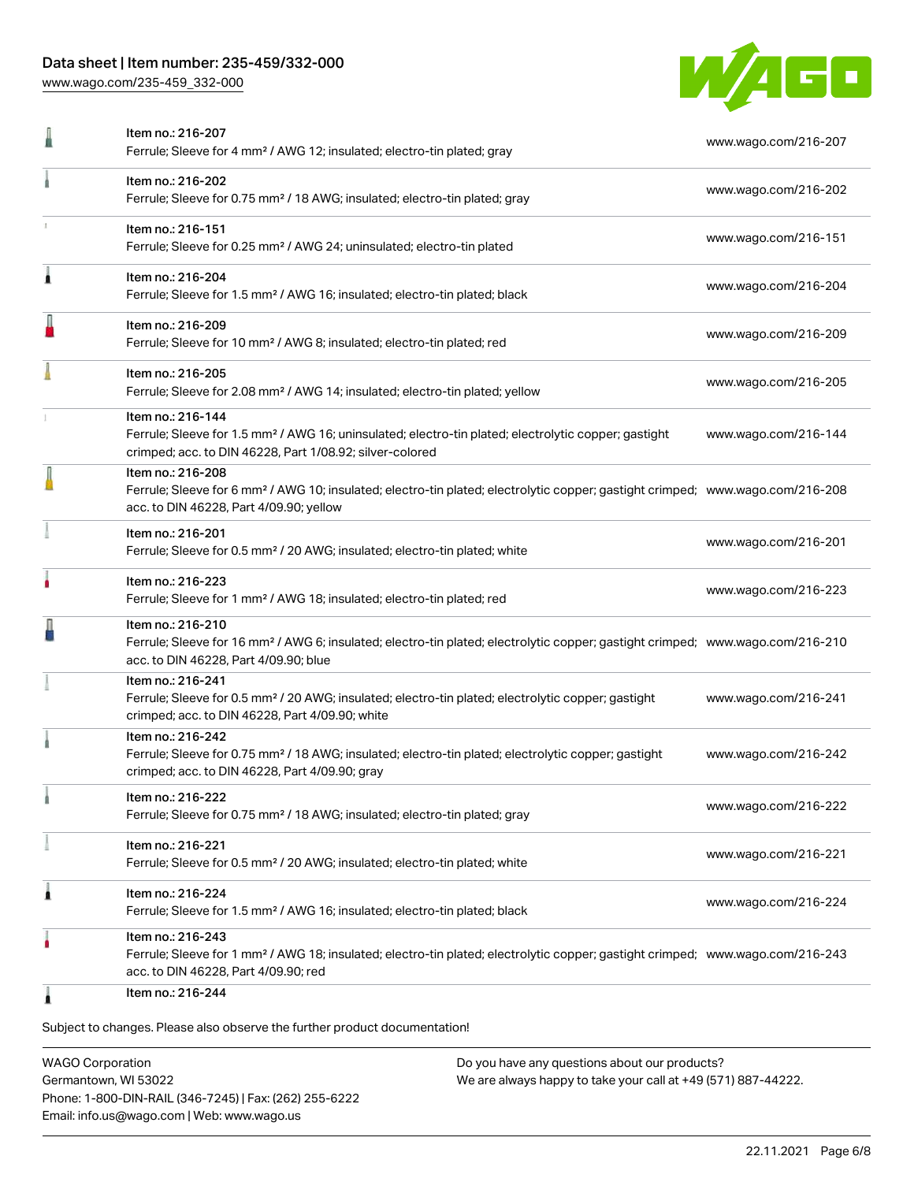| Item | Link |
|---|---|
| Item no.: 216-207<br>Ferrule; Sleeve for 4 mm² / AWG 12; insulated; electro-tin plated; gray | www.wago.com/216-207 |
| Item no.: 216-202<br>Ferrule; Sleeve for 0.75 mm² / 18 AWG; insulated; electro-tin plated; gray | www.wago.com/216-202 |
| Item no.: 216-151<br>Ferrule; Sleeve for 0.25 mm² / AWG 24; uninsulated; electro-tin plated | www.wago.com/216-151 |
| Item no.: 216-204<br>Ferrule; Sleeve for 1.5 mm² / AWG 16; insulated; electro-tin plated; black | www.wago.com/216-204 |
| Item no.: 216-209<br>Ferrule; Sleeve for 10 mm² / AWG 8; insulated; electro-tin plated; red | www.wago.com/216-209 |
| Item no.: 216-205<br>Ferrule; Sleeve for 2.08 mm² / AWG 14; insulated; electro-tin plated; yellow | www.wago.com/216-205 |
| Item no.: 216-144<br>Ferrule; Sleeve for 1.5 mm² / AWG 16; uninsulated; electro-tin plated; electrolytic copper; gastight crimped; acc. to DIN 46228, Part 1/08.92; silver-colored | www.wago.com/216-144 |
| Item no.: 216-208<br>Ferrule; Sleeve for 6 mm² / AWG 10; insulated; electro-tin plated; electrolytic copper; gastight crimped; acc. to DIN 46228, Part 4/09.90; yellow | www.wago.com/216-208 |
| Item no.: 216-201<br>Ferrule; Sleeve for 0.5 mm² / 20 AWG; insulated; electro-tin plated; white | www.wago.com/216-201 |
| Item no.: 216-223<br>Ferrule; Sleeve for 1 mm² / AWG 18; insulated; electro-tin plated; red | www.wago.com/216-223 |
| Item no.: 216-210<br>Ferrule; Sleeve for 16 mm² / AWG 6; insulated; electro-tin plated; electrolytic copper; gastight crimped; acc. to DIN 46228, Part 4/09.90; blue | www.wago.com/216-210 |
| Item no.: 216-241<br>Ferrule; Sleeve for 0.5 mm² / 20 AWG; insulated; electro-tin plated; electrolytic copper; gastight crimped; acc. to DIN 46228, Part 4/09.90; white | www.wago.com/216-241 |
| Item no.: 216-242<br>Ferrule; Sleeve for 0.75 mm² / 18 AWG; insulated; electro-tin plated; electrolytic copper; gastight crimped; acc. to DIN 46228, Part 4/09.90; gray | www.wago.com/216-242 |
| Item no.: 216-222<br>Ferrule; Sleeve for 0.75 mm² / 18 AWG; insulated; electro-tin plated; gray | www.wago.com/216-222 |
| Item no.: 216-221<br>Ferrule; Sleeve for 0.5 mm² / 20 AWG; insulated; electro-tin plated; white | www.wago.com/216-221 |
| Item no.: 216-224<br>Ferrule; Sleeve for 1.5 mm² / AWG 16; insulated; electro-tin plated; black | www.wago.com/216-224 |
| Item no.: 216-243<br>Ferrule; Sleeve for 1 mm² / AWG 18; insulated; electro-tin plated; electrolytic copper; gastight crimped; acc. to DIN 46228, Part 4/09.90; red | www.wago.com/216-243 |
| Item no.: 216-244 | |

Subject to changes. Please also observe the further product documentation!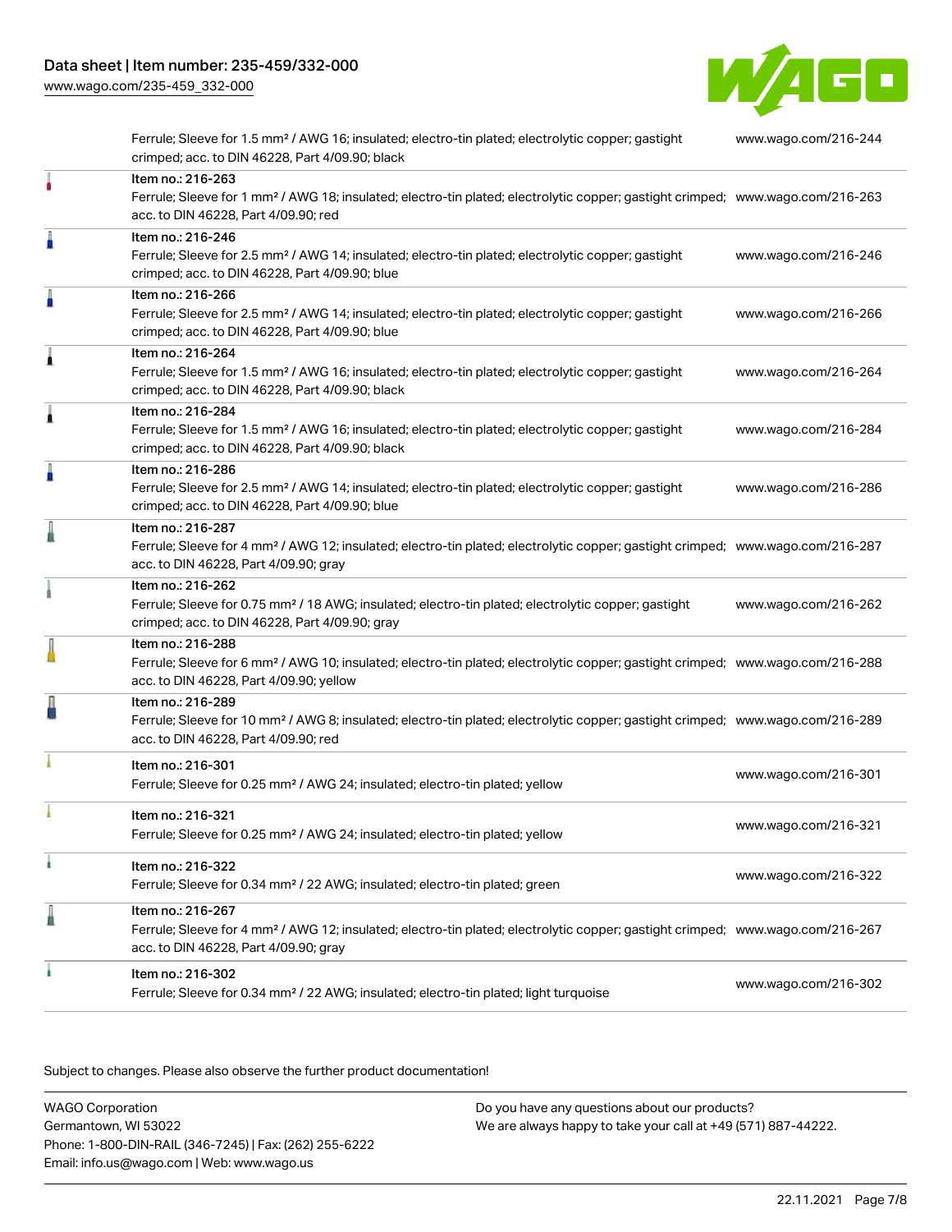| | | |
|---|---|---|
| | Ferrule; Sleeve for 1.5 mm² / AWG 16; insulated; electro-tin plated; electrolytic copper; gastight crimped; acc. to DIN 46228, Part 4/09.90; black | www.wago.com/216-244 |
| | Item no.: 216-263<br>Ferrule; Sleeve for 1 mm² / AWG 18; insulated; electro-tin plated; electrolytic copper; gastight crimped; acc. to DIN 46228, Part 4/09.90; red | www.wago.com/216-263 |
| | Item no.: 216-246<br>Ferrule; Sleeve for 2.5 mm² / AWG 14; insulated; electro-tin plated; electrolytic copper; gastight crimped; acc. to DIN 46228, Part 4/09.90; blue | www.wago.com/216-246 |
| | Item no.: 216-266<br>Ferrule; Sleeve for 2.5 mm² / AWG 14; insulated; electro-tin plated; electrolytic copper; gastight crimped; acc. to DIN 46228, Part 4/09.90; blue | www.wago.com/216-266 |
| | Item no.: 216-264<br>Ferrule; Sleeve for 1.5 mm² / AWG 16; insulated; electro-tin plated; electrolytic copper; gastight crimped; acc. to DIN 46228, Part 4/09.90; black | www.wago.com/216-264 |
| | Item no.: 216-284<br>Ferrule; Sleeve for 1.5 mm² / AWG 16; insulated; electro-tin plated; electrolytic copper; gastight crimped; acc. to DIN 46228, Part 4/09.90; black | www.wago.com/216-284 |
| | Item no.: 216-286<br>Ferrule; Sleeve for 2.5 mm² / AWG 14; insulated; electro-tin plated; electrolytic copper; gastight crimped; acc. to DIN 46228, Part 4/09.90; blue | www.wago.com/216-286 |
| | Item no.: 216-287<br>Ferrule; Sleeve for 4 mm² / AWG 12; insulated; electro-tin plated; electrolytic copper; gastight crimped; acc. to DIN 46228, Part 4/09.90; gray | www.wago.com/216-287 |
| | Item no.: 216-262<br>Ferrule; Sleeve for 0.75 mm² / 18 AWG; insulated; electro-tin plated; electrolytic copper; gastight crimped; acc. to DIN 46228, Part 4/09.90; gray | www.wago.com/216-262 |
| | Item no.: 216-288<br>Ferrule; Sleeve for 6 mm² / AWG 10; insulated; electro-tin plated; electrolytic copper; gastight crimped; acc. to DIN 46228, Part 4/09.90; yellow | www.wago.com/216-288 |
| | Item no.: 216-289<br>Ferrule; Sleeve for 10 mm² / AWG 8; insulated; electro-tin plated; electrolytic copper; gastight crimped; acc. to DIN 46228, Part 4/09.90; red | www.wago.com/216-289 |
| | Item no.: 216-301<br>Ferrule; Sleeve for 0.25 mm² / AWG 24; insulated; electro-tin plated; yellow | www.wago.com/216-301 |
| | Item no.: 216-321<br>Ferrule; Sleeve for 0.25 mm² / AWG 24; insulated; electro-tin plated; yellow | www.wago.com/216-321 |
| | Item no.: 216-322<br>Ferrule; Sleeve for 0.34 mm² / 22 AWG; insulated; electro-tin plated; green | www.wago.com/216-322 |
| | Item no.: 216-267<br>Ferrule; Sleeve for 4 mm² / AWG 12; insulated; electro-tin plated; electrolytic copper; gastight crimped; acc. to DIN 46228, Part 4/09.90; gray | www.wago.com/216-267 |
| | Item no.: 216-302<br>Ferrule; Sleeve for 0.34 mm² / 22 AWG; insulated; electro-tin plated; light turquoise | www.wago.com/216-302 |

Subject to changes. Please also observe the further product documentation!

WAGO Corporation
Germantown, WI 53022
Phone: 1-800-DIN-RAIL (346-7245) | Fax: (262) 255-6222
Email: info.us@wago.com | Web: www.wago.us

Do you have any questions about our products?
We are always happy to take your call at +49 (571) 887-44222.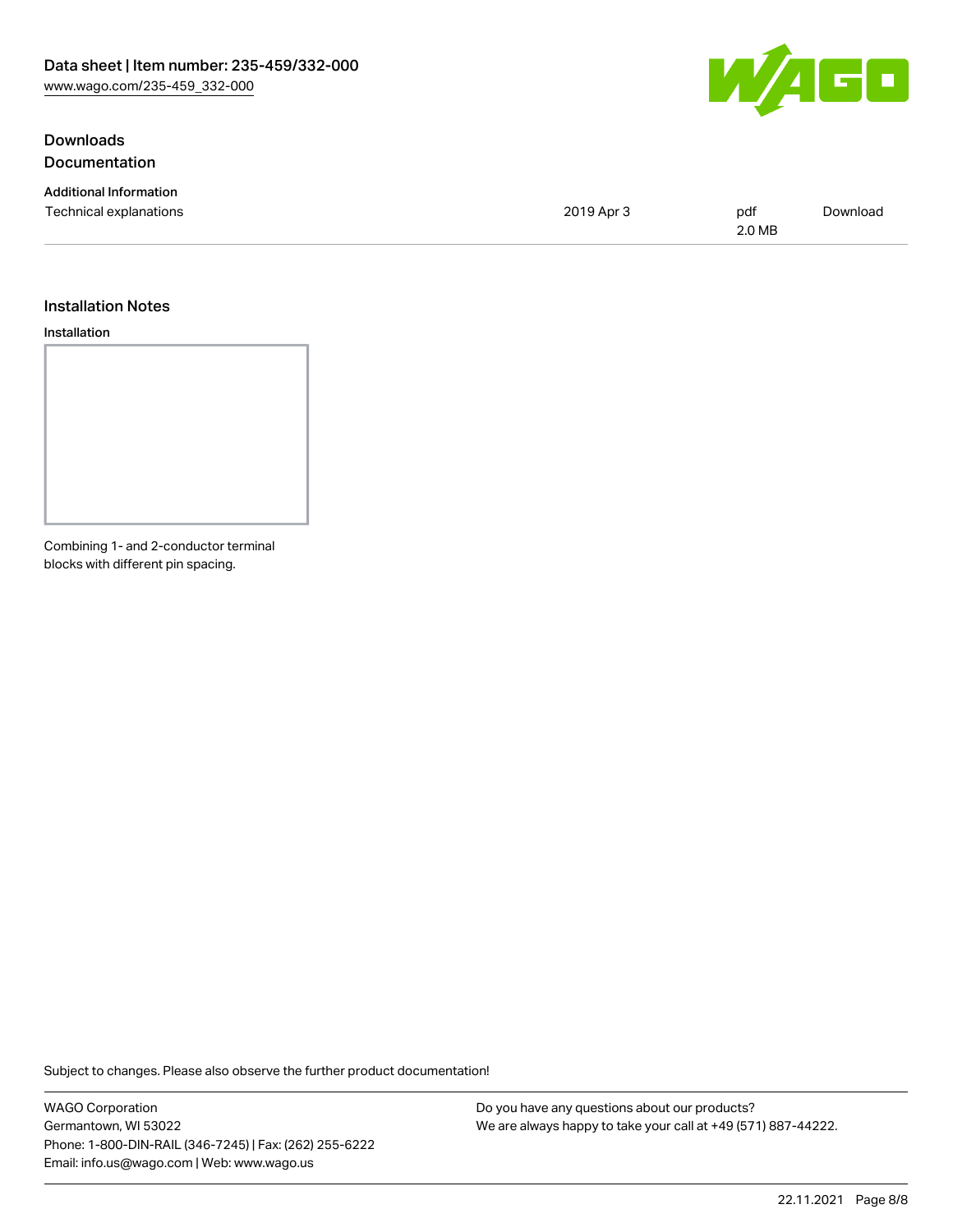## Downloads

## Documentation

**Additional Information**

| | | | |
|---|---|---|---|
| Technical explanations | 2019 Apr 3 | pdf<br>2.0 MB | Download |

## Installation Notes

**Installation**

Combining 1- and 2-conductor terminal blocks with different pin spacing.

Subject to changes. Please also observe the further product documentation!

WAGO Corporation
Germantown, WI 53022
Phone: 1-800-DIN-RAIL (346-7245) | Fax: (262) 255-6222
Email: info.us@wago.com | Web: www.wago.us

Do you have any questions about our products?
We are always happy to take your call at +49 (571) 887-44222.